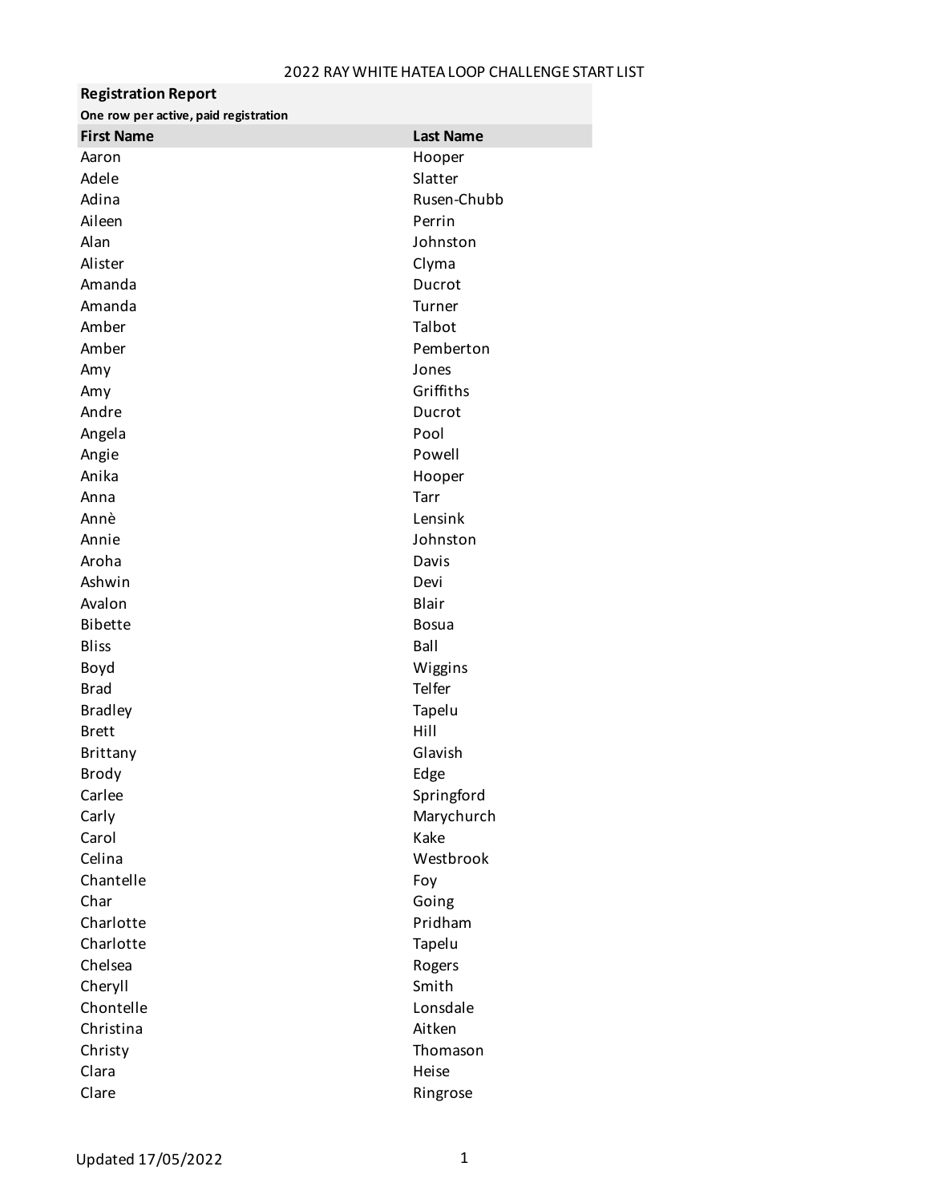# 2022 RAY WHITE HATEA LOOP CHALLENGE START LIST

**Registration Report**

**One row per active, paid registration**

| First Name | Last Name |
|---|---|
| Aaron | Hooper |
| Adele | Slatter |
| Adina | Rusen-Chubb |
| Aileen | Perrin |
| Alan | Johnston |
| Alister | Clyma |
| Amanda | Ducrot |
| Amanda | Turner |
| Amber | Talbot |
| Amber | Pemberton |
| Amy | Jones |
| Amy | Griffiths |
| Andre | Ducrot |
| Angela | Pool |
| Angie | Powell |
| Anika | Hooper |
| Anna | Tarr |
| Annè | Lensink |
| Annie | Johnston |
| Aroha | Davis |
| Ashwin | Devi |
| Avalon | Blair |
| Bibette | Bosua |
| Bliss | Ball |
| Boyd | Wiggins |
| Brad | Telfer |
| Bradley | Tapelu |
| Brett | Hill |
| Brittany | Glavish |
| Brody | Edge |
| Carlee | Springford |
| Carly | Marychurch |
| Carol | Kake |
| Celina | Westbrook |
| Chantelle | Foy |
| Char | Going |
| Charlotte | Pridham |
| Charlotte | Tapelu |
| Chelsea | Rogers |
| Cheryll | Smith |
| Chontelle | Lonsdale |
| Christina | Aitken |
| Christy | Thomason |
| Clara | Heise |
| Clare | Ringrose |

Updated 17/05/2022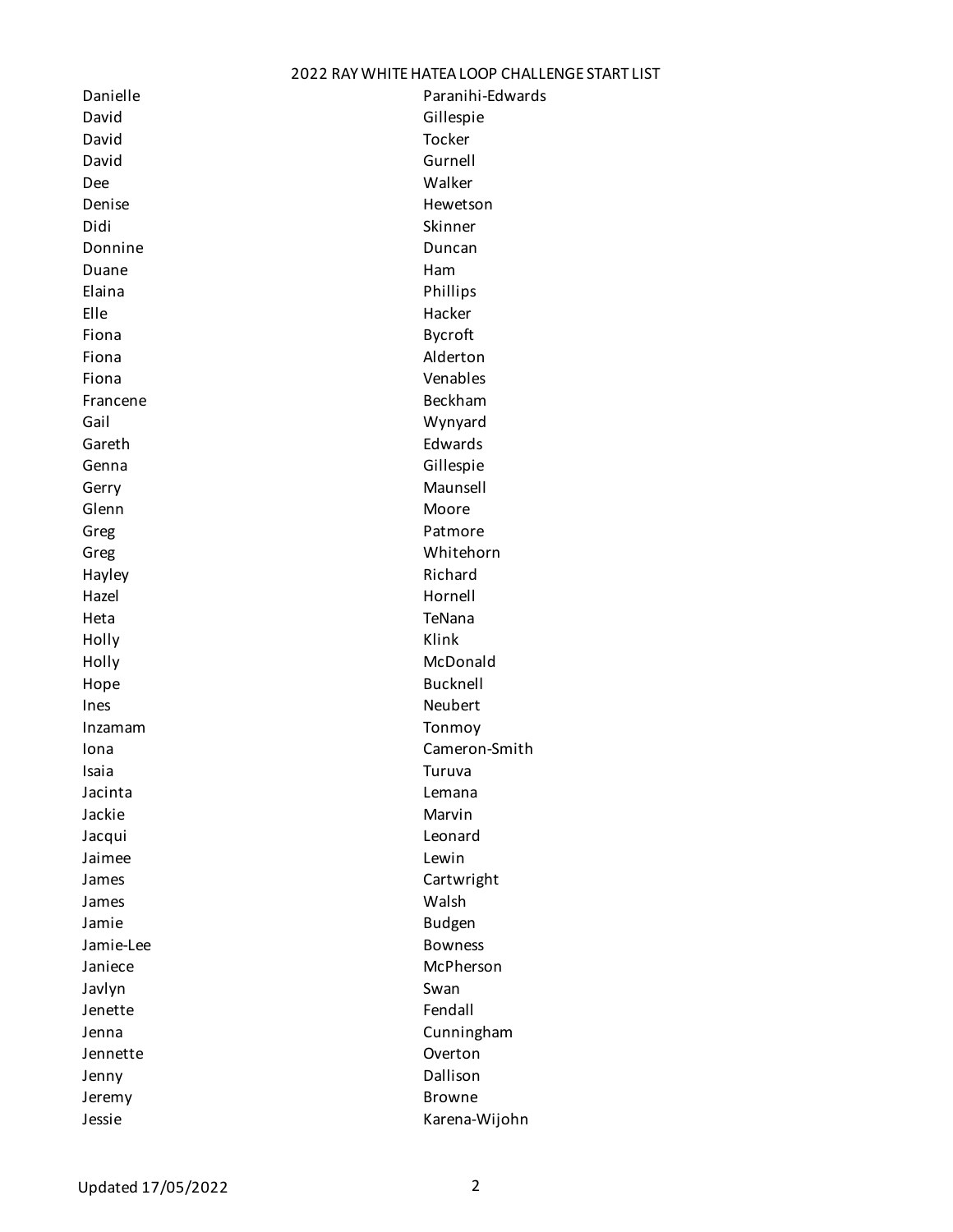2022 RAY WHITE HATEA LOOP CHALLENGE START LIST

| | |
|---|---|
| Danielle | Paranihi-Edwards |
| David | Gillespie |
| David | Tocker |
| David | Gurnell |
| Dee | Walker |
| Denise | Hewetson |
| Didi | Skinner |
| Donnine | Duncan |
| Duane | Ham |
| Elaina | Phillips |
| Elle | Hacker |
| Fiona | Bycroft |
| Fiona | Alderton |
| Fiona | Venables |
| Francene | Beckham |
| Gail | Wynyard |
| Gareth | Edwards |
| Genna | Gillespie |
| Gerry | Maunsell |
| Glenn | Moore |
| Greg | Patmore |
| Greg | Whitehorn |
| Hayley | Richard |
| Hazel | Hornell |
| Heta | TeNana |
| Holly | Klink |
| Holly | McDonald |
| Hope | Bucknell |
| Ines | Neubert |
| Inzamam | Tonmoy |
| Iona | Cameron-Smith |
| Isaia | Turuva |
| Jacinta | Lemana |
| Jackie | Marvin |
| Jacqui | Leonard |
| Jaimee | Lewin |
| James | Cartwright |
| James | Walsh |
| Jamie | Budgen |
| Jamie-Lee | Bowness |
| Janiece | McPherson |
| Javlyn | Swan |
| Jenette | Fendall |
| Jenna | Cunningham |
| Jennette | Overton |
| Jenny | Dallison |
| Jeremy | Browne |
| Jessie | Karena-Wijohn |

Updated 17/05/2022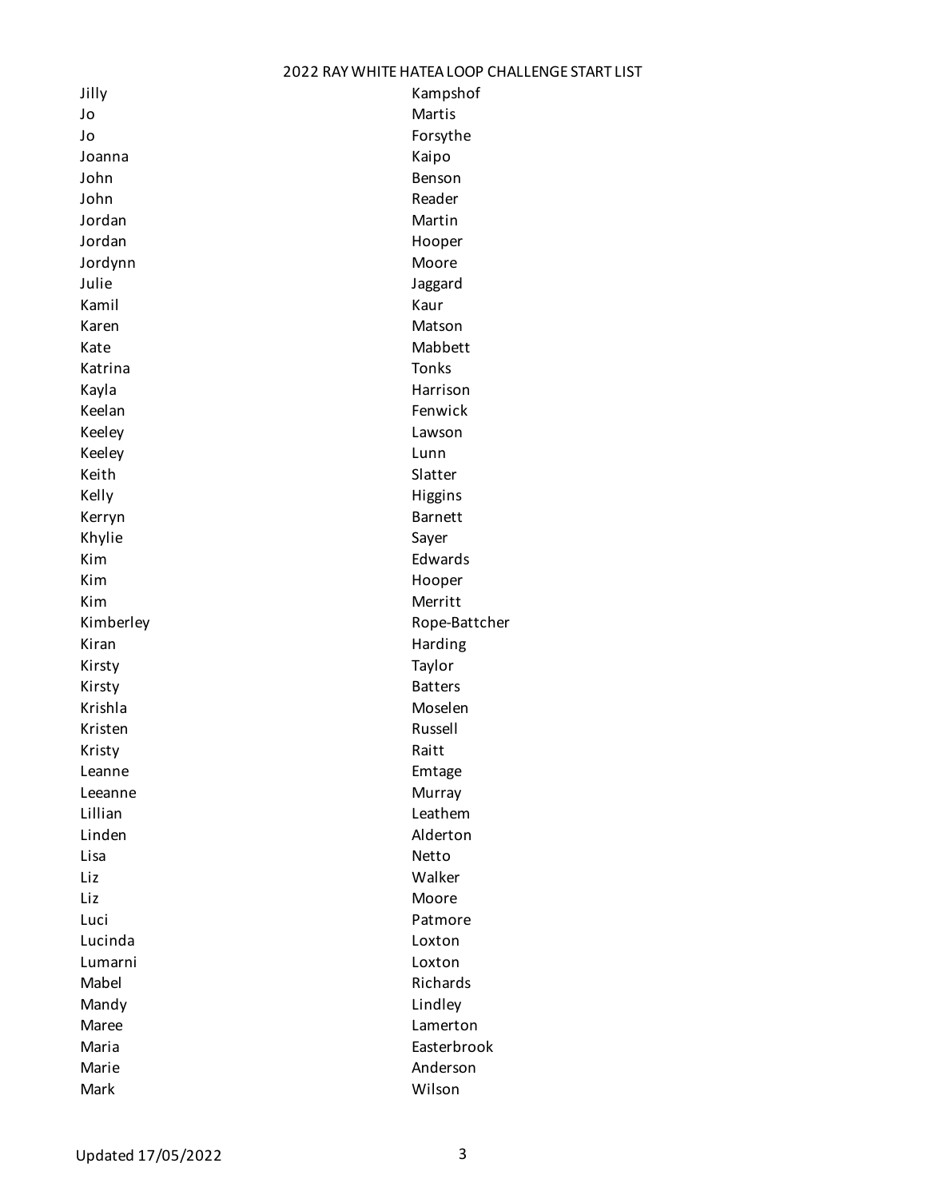2022 RAY WHITE HATEA LOOP CHALLENGE START LIST

| | |
|---|---|
| Jilly | Kampshof |
| Jo | Martis |
| Jo | Forsythe |
| Joanna | Kaipo |
| John | Benson |
| John | Reader |
| Jordan | Martin |
| Jordan | Hooper |
| Jordynn | Moore |
| Julie | Jaggard |
| Kamil | Kaur |
| Karen | Matson |
| Kate | Mabbett |
| Katrina | Tonks |
| Kayla | Harrison |
| Keelan | Fenwick |
| Keeley | Lawson |
| Keeley | Lunn |
| Keith | Slatter |
| Kelly | Higgins |
| Kerryn | Barnett |
| Khylie | Sayer |
| Kim | Edwards |
| Kim | Hooper |
| Kim | Merritt |
| Kimberley | Rope-Battcher |
| Kiran | Harding |
| Kirsty | Taylor |
| Kirsty | Batters |
| Krishla | Moselen |
| Kristen | Russell |
| Kristy | Raitt |
| Leanne | Emtage |
| Leeanne | Murray |
| Lillian | Leathem |
| Linden | Alderton |
| Lisa | Netto |
| Liz | Walker |
| Liz | Moore |
| Luci | Patmore |
| Lucinda | Loxton |
| Lumarni | Loxton |
| Mabel | Richards |
| Mandy | Lindley |
| Maree | Lamerton |
| Maria | Easterbrook |
| Marie | Anderson |
| Mark | Wilson |

Updated 17/05/2022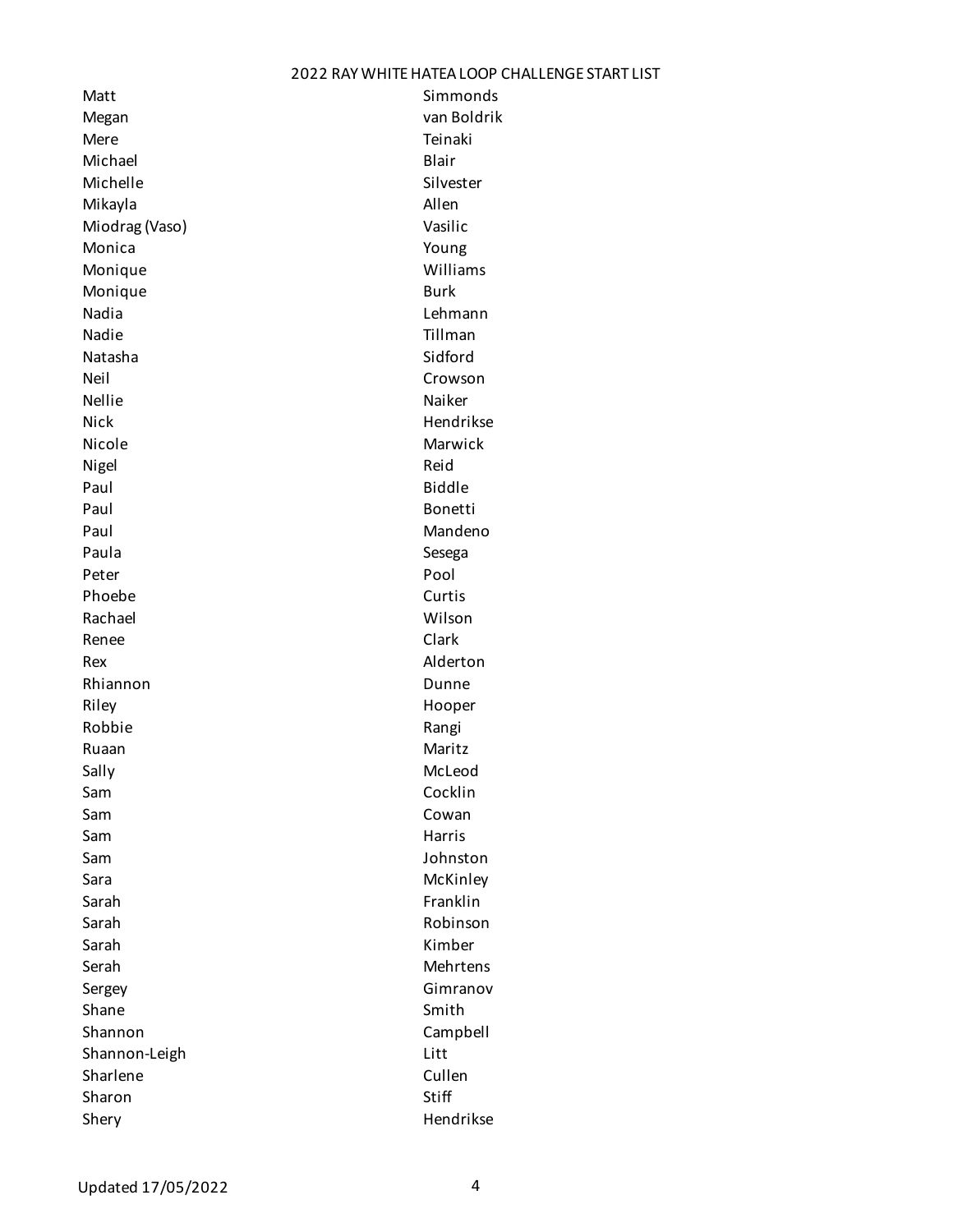2022 RAY WHITE HATEA LOOP CHALLENGE START LIST

| | |
|---|---|
| Matt | Simmonds |
| Megan | van Boldrik |
| Mere | Teinaki |
| Michael | Blair |
| Michelle | Silvester |
| Mikayla | Allen |
| Miodrag (Vaso) | Vasilic |
| Monica | Young |
| Monique | Williams |
| Monique | Burk |
| Nadia | Lehmann |
| Nadie | Tillman |
| Natasha | Sidford |
| Neil | Crowson |
| Nellie | Naiker |
| Nick | Hendrikse |
| Nicole | Marwick |
| Nigel | Reid |
| Paul | Biddle |
| Paul | Bonetti |
| Paul | Mandeno |
| Paula | Sesega |
| Peter | Pool |
| Phoebe | Curtis |
| Rachael | Wilson |
| Renee | Clark |
| Rex | Alderton |
| Rhiannon | Dunne |
| Riley | Hooper |
| Robbie | Rangi |
| Ruaan | Maritz |
| Sally | McLeod |
| Sam | Cocklin |
| Sam | Cowan |
| Sam | Harris |
| Sam | Johnston |
| Sara | McKinley |
| Sarah | Franklin |
| Sarah | Robinson |
| Sarah | Kimber |
| Serah | Mehrtens |
| Sergey | Gimranov |
| Shane | Smith |
| Shannon | Campbell |
| Shannon-Leigh | Litt |
| Sharlene | Cullen |
| Sharon | Stiff |
| Shery | Hendrikse |

Updated 17/05/2022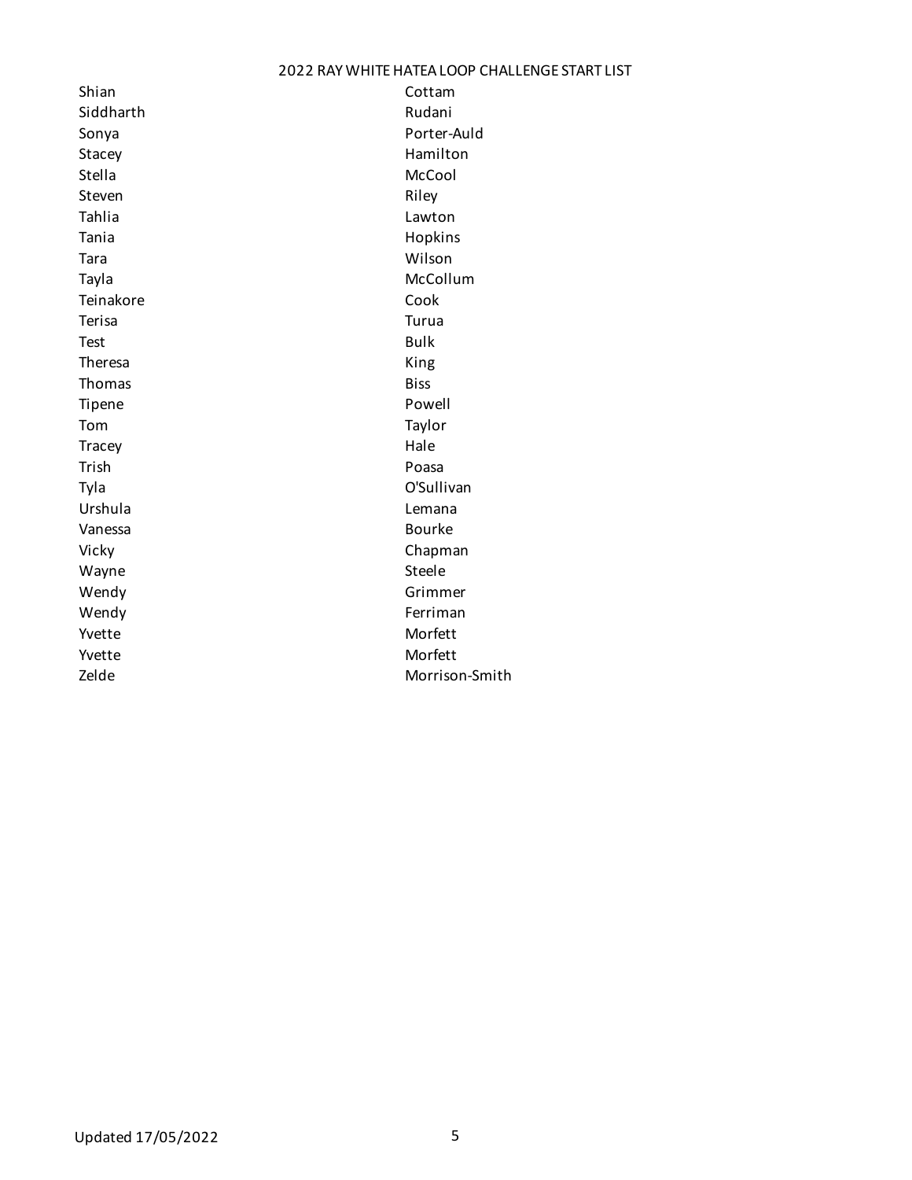2022 RAY WHITE HATEA LOOP CHALLENGE START LIST

| | |
|---|---|
| Shian | Cottam |
| Siddharth | Rudani |
| Sonya | Porter-Auld |
| Stacey | Hamilton |
| Stella | McCool |
| Steven | Riley |
| Tahlia | Lawton |
| Tania | Hopkins |
| Tara | Wilson |
| Tayla | McCollum |
| Teinakore | Cook |
| Terisa | Turua |
| Test | Bulk |
| Theresa | King |
| Thomas | Biss |
| Tipene | Powell |
| Tom | Taylor |
| Tracey | Hale |
| Trish | Poasa |
| Tyla | O'Sullivan |
| Urshula | Lemana |
| Vanessa | Bourke |
| Vicky | Chapman |
| Wayne | Steele |
| Wendy | Grimmer |
| Wendy | Ferriman |
| Yvette | Morfett |
| Yvette | Morfett |
| Zelde | Morrison-Smith |

Updated 17/05/2022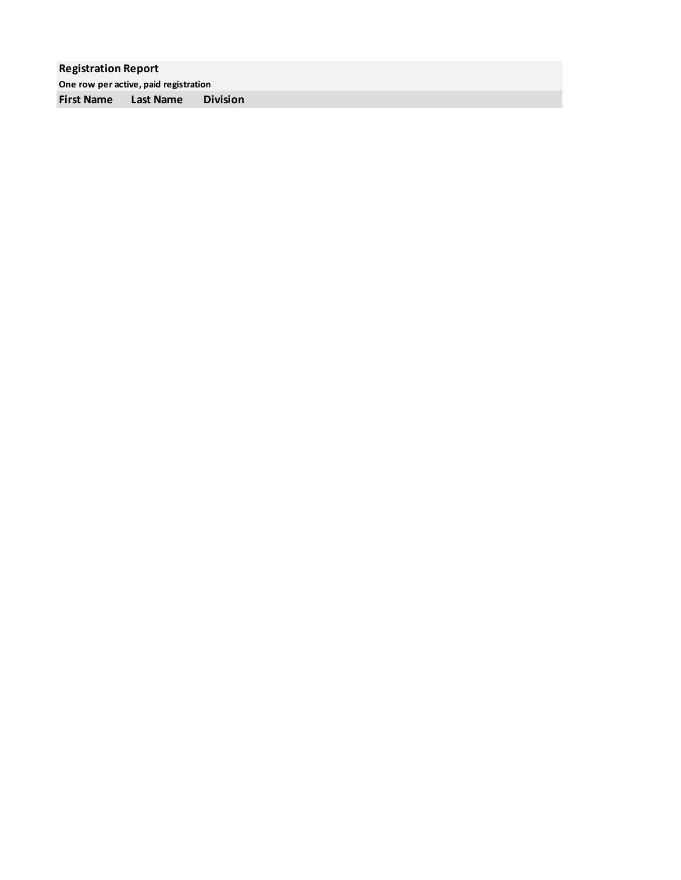**Registration Report**

**One row per active, paid registration**

| First Name | Last Name | Division |
| --- | --- | --- |